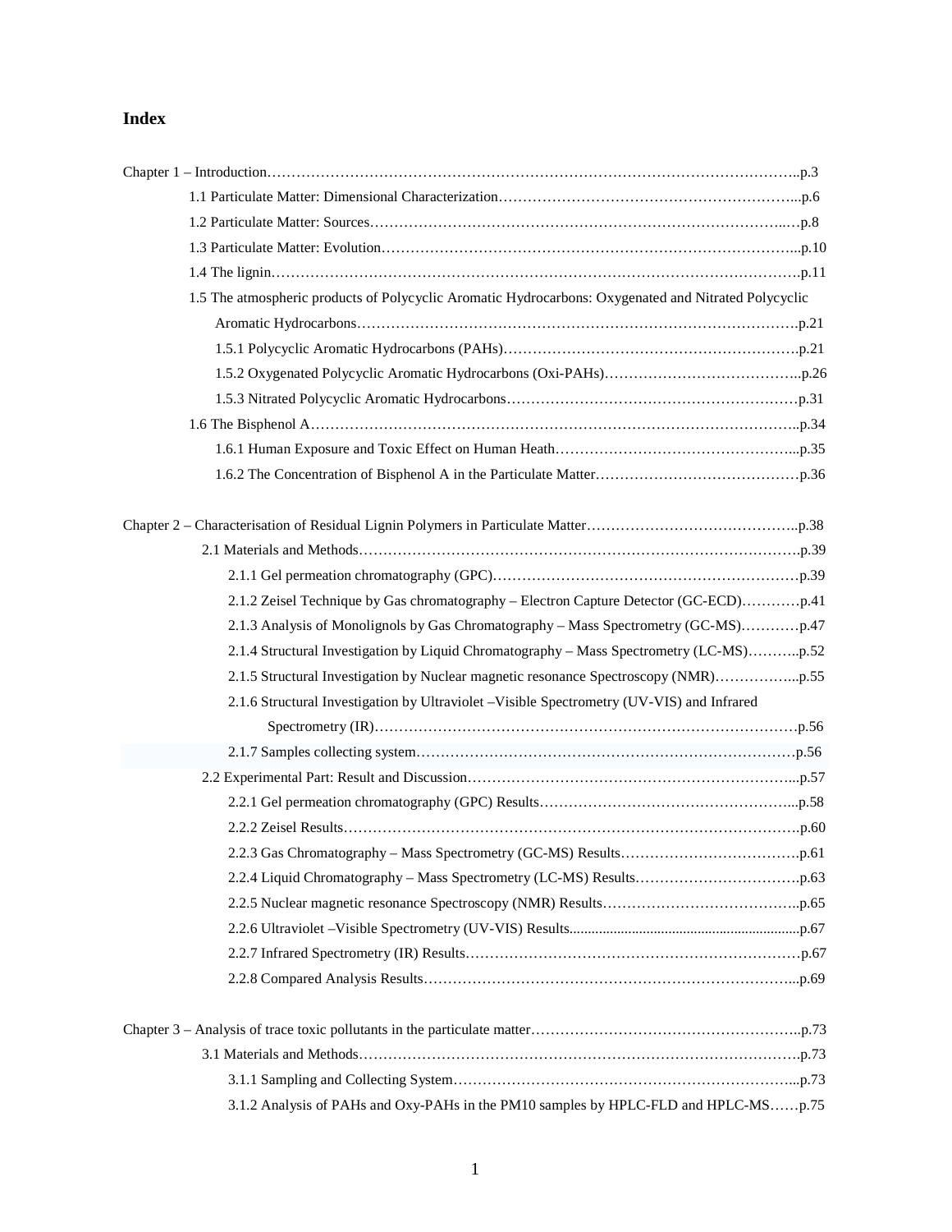# Index

Chapter 1 – Introduction……………………………………………………………………………………………..p.3

- 1.1 Particulate Matter: Dimensional Characterization……………………………………………………...p.6
- 1.2 Particulate Matter: Sources…………………………………………………………………………..…p.8
- 1.3 Particulate Matter: Evolution……………………………………………………………………………...p.10
- 1.4 The lignin……………………………………………………………………………………………….p.11
- 1.5 The atmospheric products of Polycyclic Aromatic Hydrocarbons: Oxygenated and Nitrated Polycyclic Aromatic Hydrocarbons………………………………………………………………………………p.21
  - 1.5.1 Polycyclic Aromatic Hydrocarbons (PAHs)…………………………………………………….p.21
  - 1.5.2 Oxygenated Polycyclic Aromatic Hydrocarbons (Oxi-PAHs)…………………………………..p.26
  - 1.5.3 Nitrated Polycyclic Aromatic Hydrocarbons……………………………………………………p.31
- 1.6 The Bisphenol A………………………………………………………………………………………..p.34
  - 1.6.1 Human Exposure and Toxic Effect on Human Heath…………………………………………...p.35
  - 1.6.2 The Concentration of Bisphenol A in the Particulate Matter……………………………………p.36

Chapter 2 – Characterisation of Residual Lignin Polymers in Particulate Matter……………………………………..p.38

- 2.1 Materials and Methods…………………………………………………………………………………p.39
  - 2.1.1 Gel permeation chromatography (GPC)………………………………………………………p.39
  - 2.1.2 Zeisel Technique by Gas chromatography – Electron Capture Detector (GC-ECD)…………p.41
  - 2.1.3 Analysis of Monolignols by Gas Chromatography – Mass Spectrometry (GC-MS)…………p.47
  - 2.1.4 Structural Investigation by Liquid Chromatography – Mass Spectrometry (LC-MS)………..p.52
  - 2.1.5 Structural Investigation by Nuclear magnetic resonance Spectroscopy (NMR)……………...p.55
  - 2.1.6 Structural Investigation by Ultraviolet –Visible Spectrometry (UV-VIS) and Infrared Spectrometry (IR)……………………………………………………………………………p.56
  - 2.1.7 Samples collecting system……………………………………………………………………p.56
- 2.2 Experimental Part: Result and Discussion……………………………………………………………...p.57
  - 2.2.1 Gel permeation chromatography (GPC) Results……………………………………………...p.58
  - 2.2.2 Zeisel Results…………………………………………………………………………………p.60
  - 2.2.3 Gas Chromatography – Mass Spectrometry (GC-MS) Results……………………………….p.61
  - 2.2.4 Liquid Chromatography – Mass Spectrometry (LC-MS) Results…………………………….p.63
  - 2.2.5 Nuclear magnetic resonance Spectroscopy (NMR) Results…………………………………..p.65
  - 2.2.6 Ultraviolet –Visible Spectrometry (UV-VIS) Results.............................................................p.67
  - 2.2.7 Infrared Spectrometry (IR) Results……………………………………………………………p.67
  - 2.2.8 Compared Analysis Results…………………………………………………………………...p.69

Chapter 3 – Analysis of trace toxic pollutants in the particulate matter………………………………………………..p.73

- 3.1 Materials and Methods…………………………………………………………………………………p.73
  - 3.1.1 Sampling and Collecting System……………………………………………………………...p.73
  - 3.1.2 Analysis of PAHs and Oxy-PAHs in the PM10 samples by HPLC-FLD and HPLC-MS……p.75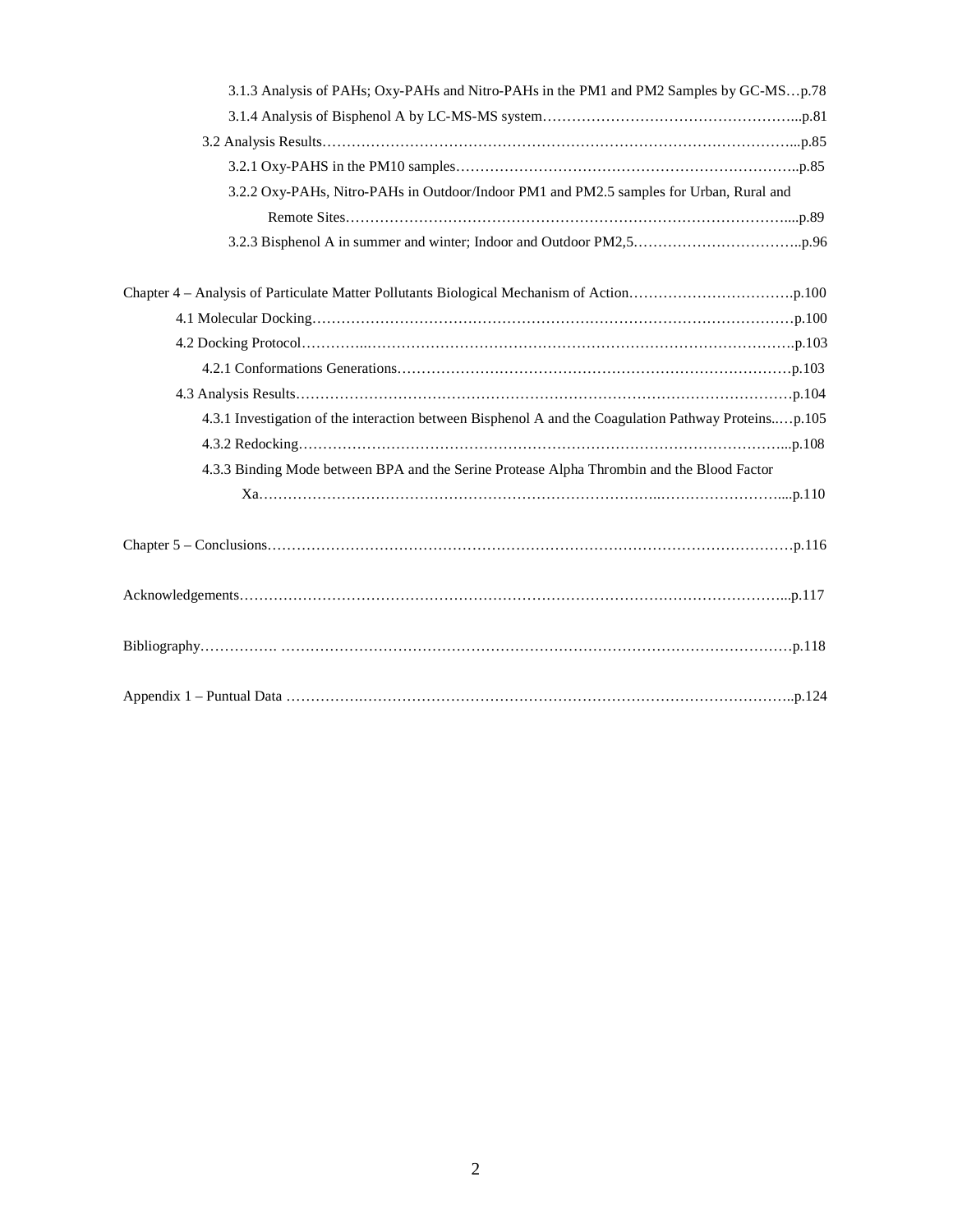3.1.3 Analysis of PAHs; Oxy-PAHs and Nitro-PAHs in the PM1 and PM2 Samples by GC-MS…p.78

3.1.4 Analysis of Bisphenol A by LC-MS-MS system……………………………………………...p.81

3.2 Analysis Results……………………………………………………………………………………...p.85

3.2.1 Oxy-PAHS in the PM10 samples………………………………………………………………..p.85

3.2.2 Oxy-PAHs, Nitro-PAHs in Outdoor/Indoor PM1 and PM2.5 samples for Urban, Rural and Remote Sites……………………………………………………………………………………....p.89

3.2.3 Bisphenol A in summer and winter; Indoor and Outdoor PM2,5……………………………..p.96

Chapter 4 – Analysis of Particulate Matter Pollutants Biological Mechanism of Action…………………………….p.100

4.1 Molecular Docking………………………………………………………………………………………p.100

4.2 Docking Protocol…………..…………………………………………………………………………….p.103

4.2.1 Conformations Generations…………………………………………………………………………p.103

4.3 Analysis Results………………………………………………………………………………………p.104

4.3.1 Investigation of the interaction between Bisphenol A and the Coagulation Pathway Proteins..…p.105

4.3.2 Redocking……………………………………………………………………………………………...p.108

4.3.3 Binding Mode between BPA and the Serine Protease Alpha Thrombin and the Blood Factor Xa…………………………………………………………………………..……………………....p.110

Chapter 5 – Conclusions………………………………………………………………………………………………p.116

Acknowledgements……………………………………………………………………………………………...p.117

Bibliography……………. ……………………………………………………………………………………………p.118

Appendix 1 – Puntual Data ……………..…………………………………………………………………………..p.124